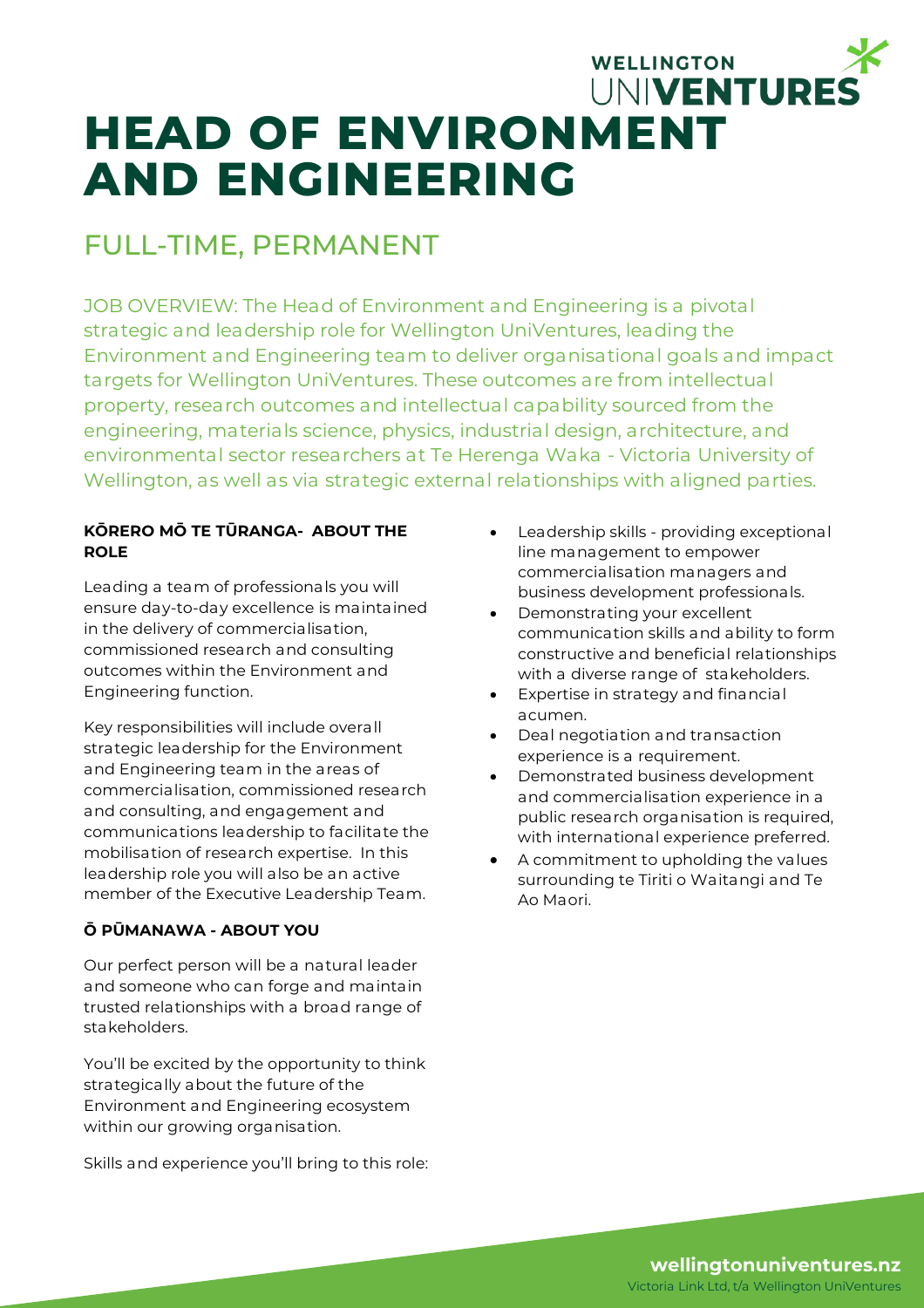# HEAD OF ENVIRONMENT AND ENGINEERING

## FULL-TIME, PERMANENT

JOB OVERVIEW: The Head of Environment and Engineering is a pivotal strategic and leadership role for Wellington UniVentures, leading the Environment and Engineering team to deliver organisational goals and impact targets for Wellington UniVentures. These outcomes are from intellectual property, research outcomes and intellectual capability sourced from the engineering, materials science, physics, industrial design, architecture, and environmental sector researchers at Te Herenga Waka - Victoria University of Wellington, as well as via strategic external relationships with aligned parties.

### KŌRERO MŌ TE TŪRANGA- ABOUT THE ROLE

Leading a team of professionals you will ensure day-to-day excellence is maintained in the delivery of commercialisation, commissioned research and consulting outcomes within the Environment and Engineering function.

Key responsibilities will include overall strategic leadership for the Environment and Engineering team in the areas of commercialisation, commissioned research and consulting, and engagement and communications leadership to facilitate the mobilisation of research expertise. In this leadership role you will also be an active member of the Executive Leadership Team.

### Ō PŪMANAWA - ABOUT YOU

Our perfect person will be a natural leader and someone who can forge and maintain trusted relationships with a broad range of stakeholders.

You'll be excited by the opportunity to think strategically about the future of the Environment and Engineering ecosystem within our growing organisation.

Skills and experience you'll bring to this role:

- Leadership skills - providing exceptional line management to empower commercialisation managers and business development professionals.
- Demonstrating your excellent communication skills and ability to form constructive and beneficial relationships with a diverse range of stakeholders.
- Expertise in strategy and financial acumen.
- Deal negotiation and transaction experience is a requirement.
- Demonstrated business development and commercialisation experience in a public research organisation is required, with international experience preferred.
- A commitment to upholding the values surrounding te Tiriti o Waitangi and Te Ao Maori.

wellingtonuniventures.nz
Victoria Link Ltd, t/a Wellington UniVentures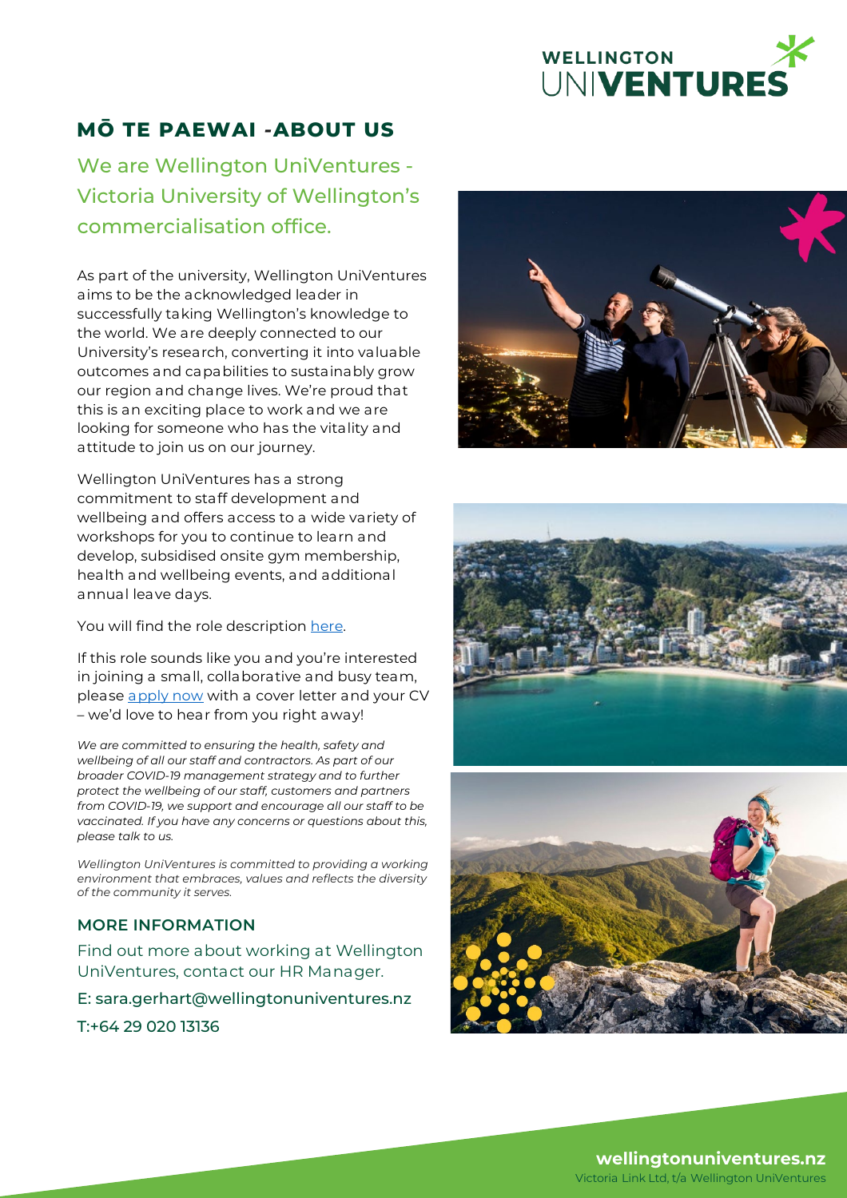## MŌ TE PAEWAI -ABOUT US

We are Wellington UniVentures - Victoria University of Wellington's commercialisation office.

As part of the university, Wellington UniVentures aims to be the acknowledged leader in successfully taking Wellington's knowledge to the world. We are deeply connected to our University's research, converting it into valuable outcomes and capabilities to sustainably grow our region and change lives. We're proud that this is an exciting place to work and we are looking for someone who has the vitality and attitude to join us on our journey.

Wellington UniVentures has a strong commitment to staff development and wellbeing and offers access to a wide variety of workshops for you to continue to learn and develop, subsidised onsite gym membership, health and wellbeing events, and additional annual leave days.

You will find the role description here.

If this role sounds like you and you're interested in joining a small, collaborative and busy team, please apply now with a cover letter and your CV – we'd love to hear from you right away!

*We are committed to ensuring the health, safety and wellbeing of all our staff and contractors. As part of our broader COVID-19 management strategy and to further protect the wellbeing of our staff, customers and partners from COVID-19, we support and encourage all our staff to be vaccinated. If you have any concerns or questions about this, please talk to us.*

*Wellington UniVentures is committed to providing a working environment that embraces, values and reflects the diversity of the community it serves.*

### MORE INFORMATION

Find out more about working at Wellington UniVentures, contact our HR Manager.

E: sara.gerhart@wellingtonuniventures.nz

T:+64 29 020 13136

**wellingtonuniventures.nz**

Victoria Link Ltd, t/a Wellington UniVentures